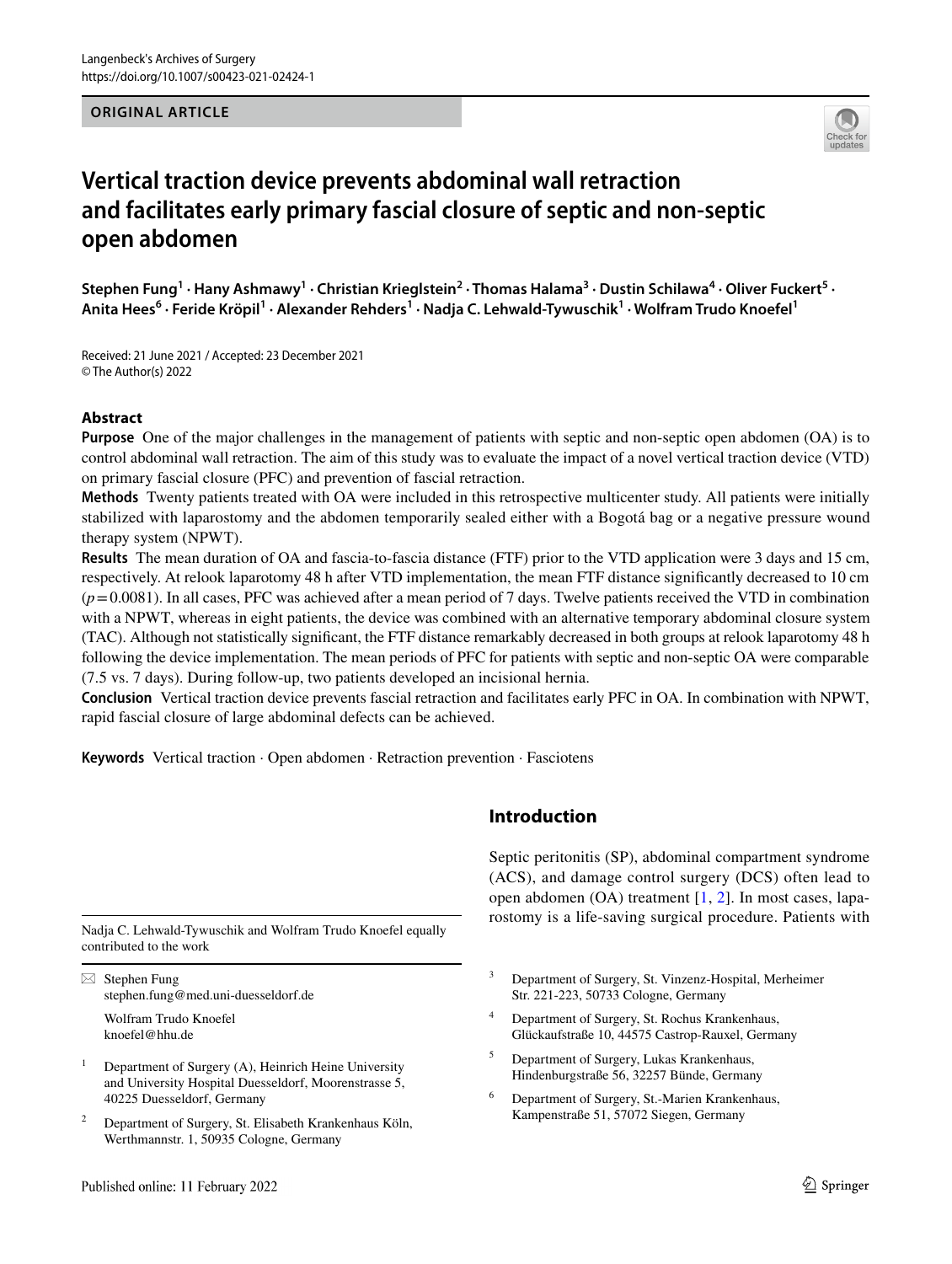Langenbeck's Archives of Surgery
https://doi.org/10.1007/s00423-021-02424-1

**ORIGINAL ARTICLE**

# Vertical traction device prevents abdominal wall retraction and facilitates early primary fascial closure of septic and non-septic open abdomen

**Stephen Fung[1] · Hany Ashmawy[1] · Christian Krieglstein[2] · Thomas Halama[3] · Dustin Schilawa[4] · Oliver Fuckert[5] · Anita Hees[6] · Feride Kröpil[1] · Alexander Rehders[1] · Nadja C. Lehwald-Tywuschik[1] · Wolfram Trudo Knoefel[1]**

Received: 21 June 2021 / Accepted: 23 December 2021
© The Author(s) 2022

## Abstract

**Purpose** One of the major challenges in the management of patients with septic and non-septic open abdomen (OA) is to control abdominal wall retraction. The aim of this study was to evaluate the impact of a novel vertical traction device (VTD) on primary fascial closure (PFC) and prevention of fascial retraction.

**Methods** Twenty patients treated with OA were included in this retrospective multicenter study. All patients were initially stabilized with laparostomy and the abdomen temporarily sealed either with a Bogotá bag or a negative pressure wound therapy system (NPWT).

**Results** The mean duration of OA and fascia-to-fascia distance (FTF) prior to the VTD application were 3 days and 15 cm, respectively. At relook laparotomy 48 h after VTD implementation, the mean FTF distance significantly decreased to 10 cm ($p=0.0081$). In all cases, PFC was achieved after a mean period of 7 days. Twelve patients received the VTD in combination with a NPWT, whereas in eight patients, the device was combined with an alternative temporary abdominal closure system (TAC). Although not statistically significant, the FTF distance remarkably decreased in both groups at relook laparotomy 48 h following the device implementation. The mean periods of PFC for patients with septic and non-septic OA were comparable (7.5 vs. 7 days). During follow-up, two patients developed an incisional hernia.

**Conclusion** Vertical traction device prevents fascial retraction and facilitates early PFC in OA. In combination with NPWT, rapid fascial closure of large abdominal defects can be achieved.

**Keywords** Vertical traction · Open abdomen · Retraction prevention · Fasciotens

## Introduction

Septic peritonitis (SP), abdominal compartment syndrome (ACS), and damage control surgery (DCS) often lead to open abdomen (OA) treatment [1, 2]. In most cases, laparostomy is a life-saving surgical procedure. Patients with

---

Nadja C. Lehwald-Tywuschik and Wolfram Trudo Knoefel equally contributed to the work

✉ Stephen Fung
stephen.fung@med.uni-duesseldorf.de

Wolfram Trudo Knoefel
knoefel@hhu.de

[1] Department of Surgery (A), Heinrich Heine University and University Hospital Duesseldorf, Moorenstrasse 5, 40225 Duesseldorf, Germany

[2] Department of Surgery, St. Elisabeth Krankenhaus Köln, Werthmannstr. 1, 50935 Cologne, Germany

[3] Department of Surgery, St. Vinzenz-Hospital, Merheimer Str. 221-223, 50733 Cologne, Germany

[4] Department of Surgery, St. Rochus Krankenhaus, Glückaufstraße 10, 44575 Castrop-Rauxel, Germany

[5] Department of Surgery, Lukas Krankenhaus, Hindenburgstraße 56, 32257 Bünde, Germany

[6] Department of Surgery, St.-Marien Krankenhaus, Kampenstraße 51, 57072 Siegen, Germany

Published online: 11 February 2022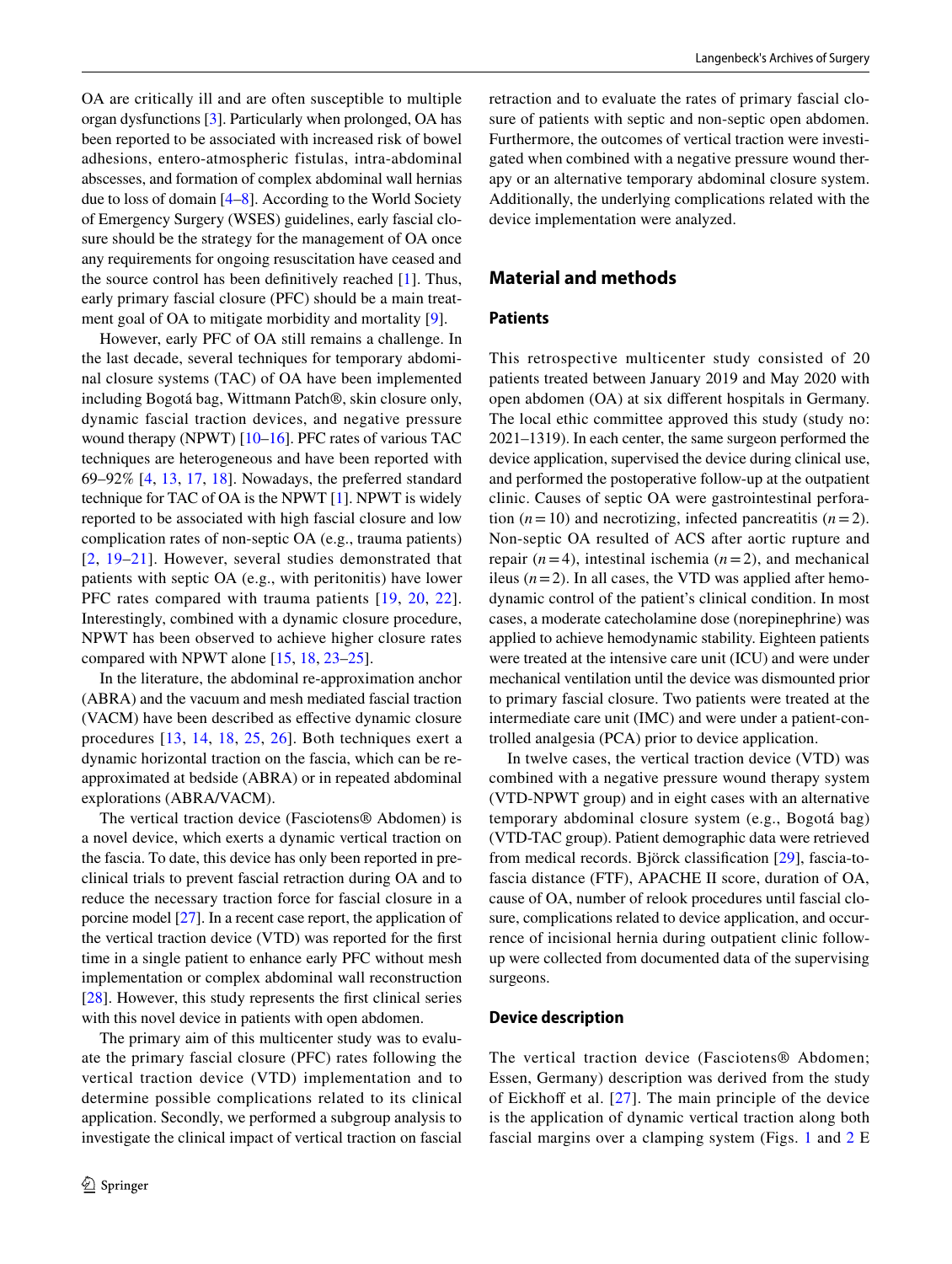OA are critically ill and are often susceptible to multiple organ dysfunctions [3]. Particularly when prolonged, OA has been reported to be associated with increased risk of bowel adhesions, entero-atmospheric fistulas, intra-abdominal abscesses, and formation of complex abdominal wall hernias due to loss of domain [4–8]. According to the World Society of Emergency Surgery (WSES) guidelines, early fascial closure should be the strategy for the management of OA once any requirements for ongoing resuscitation have ceased and the source control has been definitively reached [1]. Thus, early primary fascial closure (PFC) should be a main treatment goal of OA to mitigate morbidity and mortality [9].

However, early PFC of OA still remains a challenge. In the last decade, several techniques for temporary abdominal closure systems (TAC) of OA have been implemented including Bogotá bag, Wittmann Patch®, skin closure only, dynamic fascial traction devices, and negative pressure wound therapy (NPWT) [10–16]. PFC rates of various TAC techniques are heterogeneous and have been reported with 69–92% [4, 13, 17, 18]. Nowadays, the preferred standard technique for TAC of OA is the NPWT [1]. NPWT is widely reported to be associated with high fascial closure and low complication rates of non-septic OA (e.g., trauma patients) [2, 19–21]. However, several studies demonstrated that patients with septic OA (e.g., with peritonitis) have lower PFC rates compared with trauma patients [19, 20, 22]. Interestingly, combined with a dynamic closure procedure, NPWT has been observed to achieve higher closure rates compared with NPWT alone [15, 18, 23–25].

In the literature, the abdominal re-approximation anchor (ABRA) and the vacuum and mesh mediated fascial traction (VACM) have been described as effective dynamic closure procedures [13, 14, 18, 25, 26]. Both techniques exert a dynamic horizontal traction on the fascia, which can be re-approximated at bedside (ABRA) or in repeated abdominal explorations (ABRA/VACM).

The vertical traction device (Fasciotens® Abdomen) is a novel device, which exerts a dynamic vertical traction on the fascia. To date, this device has only been reported in pre-clinical trials to prevent fascial retraction during OA and to reduce the necessary traction force for fascial closure in a porcine model [27]. In a recent case report, the application of the vertical traction device (VTD) was reported for the first time in a single patient to enhance early PFC without mesh implementation or complex abdominal wall reconstruction [28]. However, this study represents the first clinical series with this novel device in patients with open abdomen.

The primary aim of this multicenter study was to evaluate the primary fascial closure (PFC) rates following the vertical traction device (VTD) implementation and to determine possible complications related to its clinical application. Secondly, we performed a subgroup analysis to investigate the clinical impact of vertical traction on fascial retraction and to evaluate the rates of primary fascial closure of patients with septic and non-septic open abdomen. Furthermore, the outcomes of vertical traction were investigated when combined with a negative pressure wound therapy or an alternative temporary abdominal closure system. Additionally, the underlying complications related with the device implementation were analyzed.

## Material and methods

### Patients

This retrospective multicenter study consisted of 20 patients treated between January 2019 and May 2020 with open abdomen (OA) at six different hospitals in Germany. The local ethic committee approved this study (study no: 2021–1319). In each center, the same surgeon performed the device application, supervised the device during clinical use, and performed the postoperative follow-up at the outpatient clinic. Causes of septic OA were gastrointestinal perforation ($n = 10$) and necrotizing, infected pancreatitis ($n = 2$). Non-septic OA resulted of ACS after aortic rupture and repair ($n = 4$), intestinal ischemia ($n = 2$), and mechanical ileus ($n = 2$). In all cases, the VTD was applied after hemodynamic control of the patient's clinical condition. In most cases, a moderate catecholamine dose (norepinephrine) was applied to achieve hemodynamic stability. Eighteen patients were treated at the intensive care unit (ICU) and were under mechanical ventilation until the device was dismounted prior to primary fascial closure. Two patients were treated at the intermediate care unit (IMC) and were under a patient-controlled analgesia (PCA) prior to device application.

In twelve cases, the vertical traction device (VTD) was combined with a negative pressure wound therapy system (VTD-NPWT group) and in eight cases with an alternative temporary abdominal closure system (e.g., Bogotá bag) (VTD-TAC group). Patient demographic data were retrieved from medical records. Björck classification [29], fascia-to-fascia distance (FTF), APACHE II score, duration of OA, cause of OA, number of relook procedures until fascial closure, complications related to device application, and occurrence of incisional hernia during outpatient clinic follow-up were collected from documented data of the supervising surgeons.

### Device description

The vertical traction device (Fasciotens® Abdomen; Essen, Germany) description was derived from the study of Eickhoff et al. [27]. The main principle of the device is the application of dynamic vertical traction along both fascial margins over a clamping system (Figs. 1 and 2 E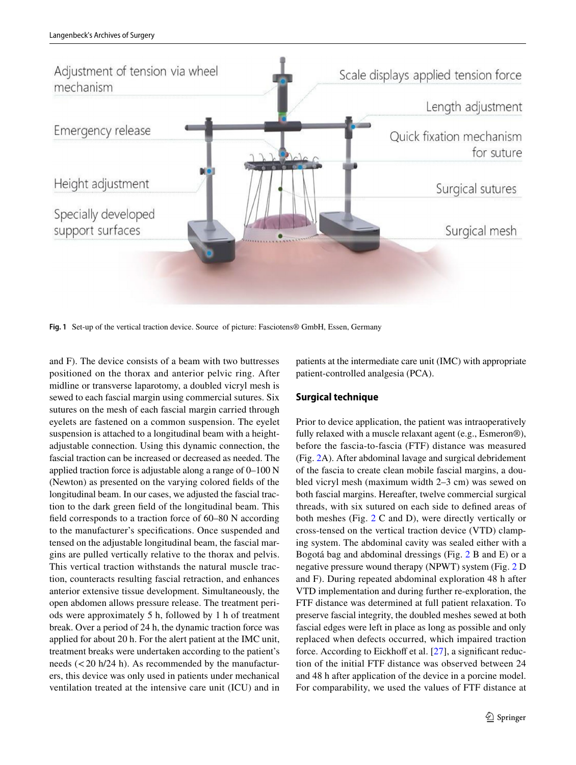Fig. 1 Set-up of the vertical traction device. Source of picture: Fasciotens® GmbH, Essen, Germany

and F). The device consists of a beam with two buttresses positioned on the thorax and anterior pelvic ring. After midline or transverse laparotomy, a doubled vicryl mesh is sewed to each fascial margin using commercial sutures. Six sutures on the mesh of each fascial margin carried through eyelets are fastened on a common suspension. The eyelet suspension is attached to a longitudinal beam with a height-adjustable connection. Using this dynamic connection, the fascial traction can be increased or decreased as needed. The applied traction force is adjustable along a range of 0–100 N (Newton) as presented on the varying colored fields of the longitudinal beam. In our cases, we adjusted the fascial traction to the dark green field of the longitudinal beam. This field corresponds to a traction force of 60–80 N according to the manufacturer's specifications. Once suspended and tensed on the adjustable longitudinal beam, the fascial margins are pulled vertically relative to the thorax and pelvis. This vertical traction withstands the natural muscle traction, counteracts resulting fascial retraction, and enhances anterior extensive tissue development. Simultaneously, the open abdomen allows pressure release. The treatment periods were approximately 5 h, followed by 1 h of treatment break. Over a period of 24 h, the dynamic traction force was applied for about 20 h. For the alert patient at the IMC unit, treatment breaks were undertaken according to the patient's needs (< 20 h/24 h). As recommended by the manufacturers, this device was only used in patients under mechanical ventilation treated at the intensive care unit (ICU) and in patients at the intermediate care unit (IMC) with appropriate patient-controlled analgesia (PCA).

## Surgical technique

Prior to device application, the patient was intraoperatively fully relaxed with a muscle relaxant agent (e.g., Esmeron®), before the fascia-to-fascia (FTF) distance was measured (Fig. 2A). After abdominal lavage and surgical debridement of the fascia to create clean mobile fascial margins, a doubled vicryl mesh (maximum width 2–3 cm) was sewed on both fascial margins. Hereafter, twelve commercial surgical threads, with six sutured on each side to defined areas of both meshes (Fig. 2 C and D), were directly vertically or cross-tensed on the vertical traction device (VTD) clamping system. The abdominal cavity was sealed either with a Bogotá bag and abdominal dressings (Fig. 2 B and E) or a negative pressure wound therapy (NPWT) system (Fig. 2 D and F). During repeated abdominal exploration 48 h after VTD implementation and during further re-exploration, the FTF distance was determined at full patient relaxation. To preserve fascial integrity, the doubled meshes sewed at both fascial edges were left in place as long as possible and only replaced when defects occurred, which impaired traction force. According to Eickhoff et al. [27], a significant reduction of the initial FTF distance was observed between 24 and 48 h after application of the device in a porcine model. For comparability, we used the values of FTF distance at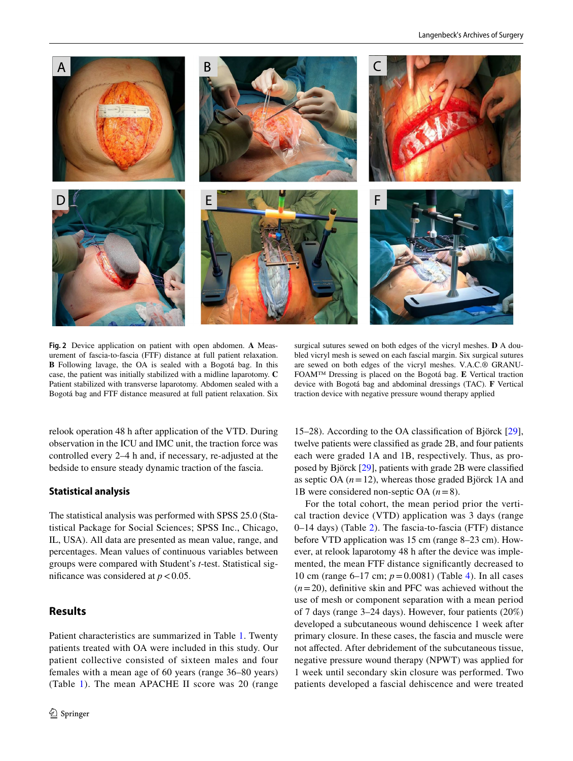Fig. 2 Device application on patient with open abdomen. **A** Measurement of fascia-to-fascia (FTF) distance at full patient relaxation. **B** Following lavage, the OA is sealed with a Bogotá bag. In this case, the patient was initially stabilized with a midline laparotomy. **C** Patient stabilized with transverse laparotomy. Abdomen sealed with a Bogotá bag and FTF distance measured at full patient relaxation. Six surgical sutures sewed on both edges of the vicryl meshes. **D** A doubled vicryl mesh is sewed on each fascial margin. Six surgical sutures are sewed on both edges of the vicryl meshes. V.A.C.® GRANUFOAM™ Dressing is placed on the Bogotá bag. **E** Vertical traction device with Bogotá bag and abdominal dressings (TAC). **F** Vertical traction device with negative pressure wound therapy applied

relook operation 48 h after application of the VTD. During observation in the ICU and IMC unit, the traction force was controlled every 2–4 h and, if necessary, re-adjusted at the bedside to ensure steady dynamic traction of the fascia.

## Statistical analysis

The statistical analysis was performed with SPSS 25.0 (Statistical Package for Social Sciences; SPSS Inc., Chicago, IL, USA). All data are presented as mean value, range, and percentages. Mean values of continuous variables between groups were compared with Student's *t*-test. Statistical significance was considered at $p < 0.05$.

# Results

Patient characteristics are summarized in Table 1. Twenty patients treated with OA were included in this study. Our patient collective consisted of sixteen males and four females with a mean age of 60 years (range 36–80 years) (Table 1). The mean APACHE II score was 20 (range 15–28). According to the OA classification of Björck [29], twelve patients were classified as grade 2B, and four patients each were graded 1A and 1B, respectively. Thus, as proposed by Björck [29], patients with grade 2B were classified as septic OA ($n = 12$), whereas those graded Björck 1A and 1B were considered non-septic OA ($n = 8$).

For the total cohort, the mean period prior the vertical traction device (VTD) application was 3 days (range 0–14 days) (Table 2). The fascia-to-fascia (FTF) distance before VTD application was 15 cm (range 8–23 cm). However, at relook laparotomy 48 h after the device was implemented, the mean FTF distance significantly decreased to 10 cm (range 6–17 cm; $p = 0.0081$) (Table 4). In all cases ($n = 20$), definitive skin and PFC was achieved without the use of mesh or component separation with a mean period of 7 days (range 3–24 days). However, four patients (20%) developed a subcutaneous wound dehiscence 1 week after primary closure. In these cases, the fascia and muscle were not affected. After debridement of the subcutaneous tissue, negative pressure wound therapy (NPWT) was applied for 1 week until secondary skin closure was performed. Two patients developed a fascial dehiscence and were treated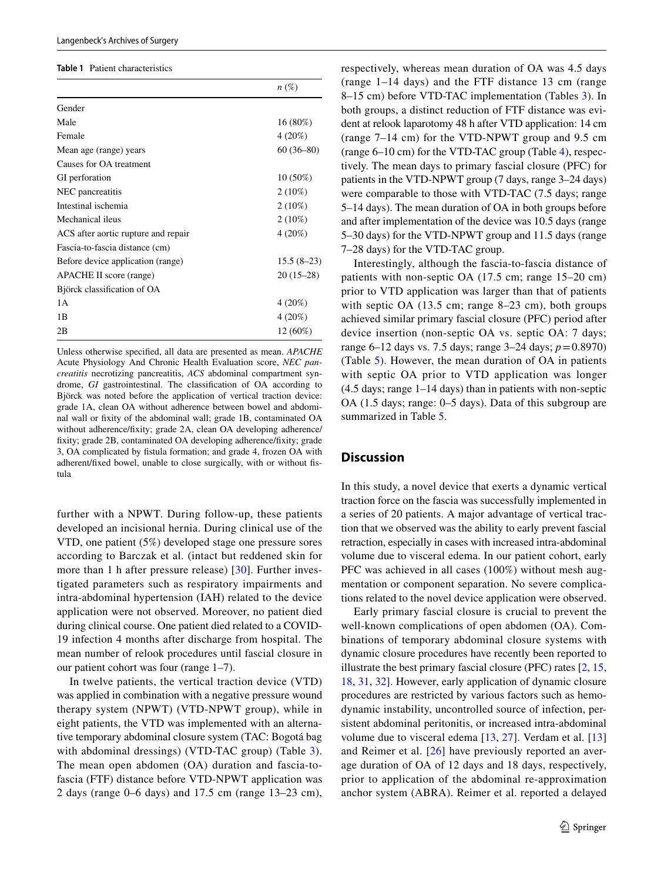**Table 1** Patient characteristics

| | *n* (%) |
|---|---|
| Gender | |
| Male | 16 (80%) |
| Female | 4 (20%) |
| Mean age (range) years | 60 (36–80) |
| Causes for OA treatment | |
| GI perforation | 10 (50%) |
| NEC pancreatitis | 2 (10%) |
| Intestinal ischemia | 2 (10%) |
| Mechanical ileus | 2 (10%) |
| ACS after aortic rupture and repair | 4 (20%) |
| Fascia-to-fascia distance (cm) | |
| Before device application (range) | 15.5 (8–23) |
| APACHE II score (range) | 20 (15–28) |
| Björck classification of OA | |
| 1A | 4 (20%) |
| 1B | 4 (20%) |
| 2B | 12 (60%) |

Unless otherwise specified, all data are presented as mean. *APACHE* Acute Physiology And Chronic Health Evaluation score, *NEC pancreatitis* necrotizing pancreatitis, *ACS* abdominal compartment syndrome, *GI* gastrointestinal. The classification of OA according to Björck was noted before the application of vertical traction device: grade 1A, clean OA without adherence between bowel and abdominal wall or fixity of the abdominal wall; grade 1B, contaminated OA without adherence/fixity; grade 2A, clean OA developing adherence/fixity; grade 2B, contaminated OA developing adherence/fixity; grade 3, OA complicated by fistula formation; and grade 4, frozen OA with adherent/fixed bowel, unable to close surgically, with or without fistula

further with a NPWT. During follow-up, these patients developed an incisional hernia. During clinical use of the VTD, one patient (5%) developed stage one pressure sores according to Barczak et al. (intact but reddened skin for more than 1 h after pressure release) [30]. Further investigated parameters such as respiratory impairments and intra-abdominal hypertension (IAH) related to the device application were not observed. Moreover, no patient died during clinical course. One patient died related to a COVID-19 infection 4 months after discharge from hospital. The mean number of relook procedures until fascial closure in our patient cohort was four (range 1–7).

In twelve patients, the vertical traction device (VTD) was applied in combination with a negative pressure wound therapy system (NPWT) (VTD-NPWT group), while in eight patients, the VTD was implemented with an alternative temporary abdominal closure system (TAC: Bogotá bag with abdominal dressings) (VTD-TAC group) (Table 3). The mean open abdomen (OA) duration and fascia-to-fascia (FTF) distance before VTD-NPWT application was 2 days (range 0–6 days) and 17.5 cm (range 13–23 cm), respectively, whereas mean duration of OA was 4.5 days (range 1–14 days) and the FTF distance 13 cm (range 8–15 cm) before VTD-TAC implementation (Tables 3). In both groups, a distinct reduction of FTF distance was evident at relook laparotomy 48 h after VTD application: 14 cm (range 7–14 cm) for the VTD-NPWT group and 9.5 cm (range 6–10 cm) for the VTD-TAC group (Table 4), respectively. The mean days to primary fascial closure (PFC) for patients in the VTD-NPWT group (7 days, range 3–24 days) were comparable to those with VTD-TAC (7.5 days; range 5–14 days). The mean duration of OA in both groups before and after implementation of the device was 10.5 days (range 5–30 days) for the VTD-NPWT group and 11.5 days (range 7–28 days) for the VTD-TAC group.

Interestingly, although the fascia-to-fascia distance of patients with non-septic OA (17.5 cm; range 15–20 cm) prior to VTD application was larger than that of patients with septic OA (13.5 cm; range 8–23 cm), both groups achieved similar primary fascial closure (PFC) period after device insertion (non-septic OA vs. septic OA: 7 days; range 6–12 days vs. 7.5 days; range 3–24 days; $p = 0.8970$) (Table 5). However, the mean duration of OA in patients with septic OA prior to VTD application was longer (4.5 days; range 1–14 days) than in patients with non-septic OA (1.5 days; range: 0–5 days). Data of this subgroup are summarized in Table 5.

## Discussion

In this study, a novel device that exerts a dynamic vertical traction force on the fascia was successfully implemented in a series of 20 patients. A major advantage of vertical traction that we observed was the ability to early prevent fascial retraction, especially in cases with increased intra-abdominal volume due to visceral edema. In our patient cohort, early PFC was achieved in all cases (100%) without mesh augmentation or component separation. No severe complications related to the novel device application were observed.

Early primary fascial closure is crucial to prevent the well-known complications of open abdomen (OA). Combinations of temporary abdominal closure systems with dynamic closure procedures have recently been reported to illustrate the best primary fascial closure (PFC) rates [2, 15, 18, 31, 32]. However, early application of dynamic closure procedures are restricted by various factors such as hemodynamic instability, uncontrolled source of infection, persistent abdominal peritonitis, or increased intra-abdominal volume due to visceral edema [13, 27]. Verdam et al. [13] and Reimer et al. [26] have previously reported an average duration of OA of 12 days and 18 days, respectively, prior to application of the abdominal re-approximation anchor system (ABRA). Reimer et al. reported a delayed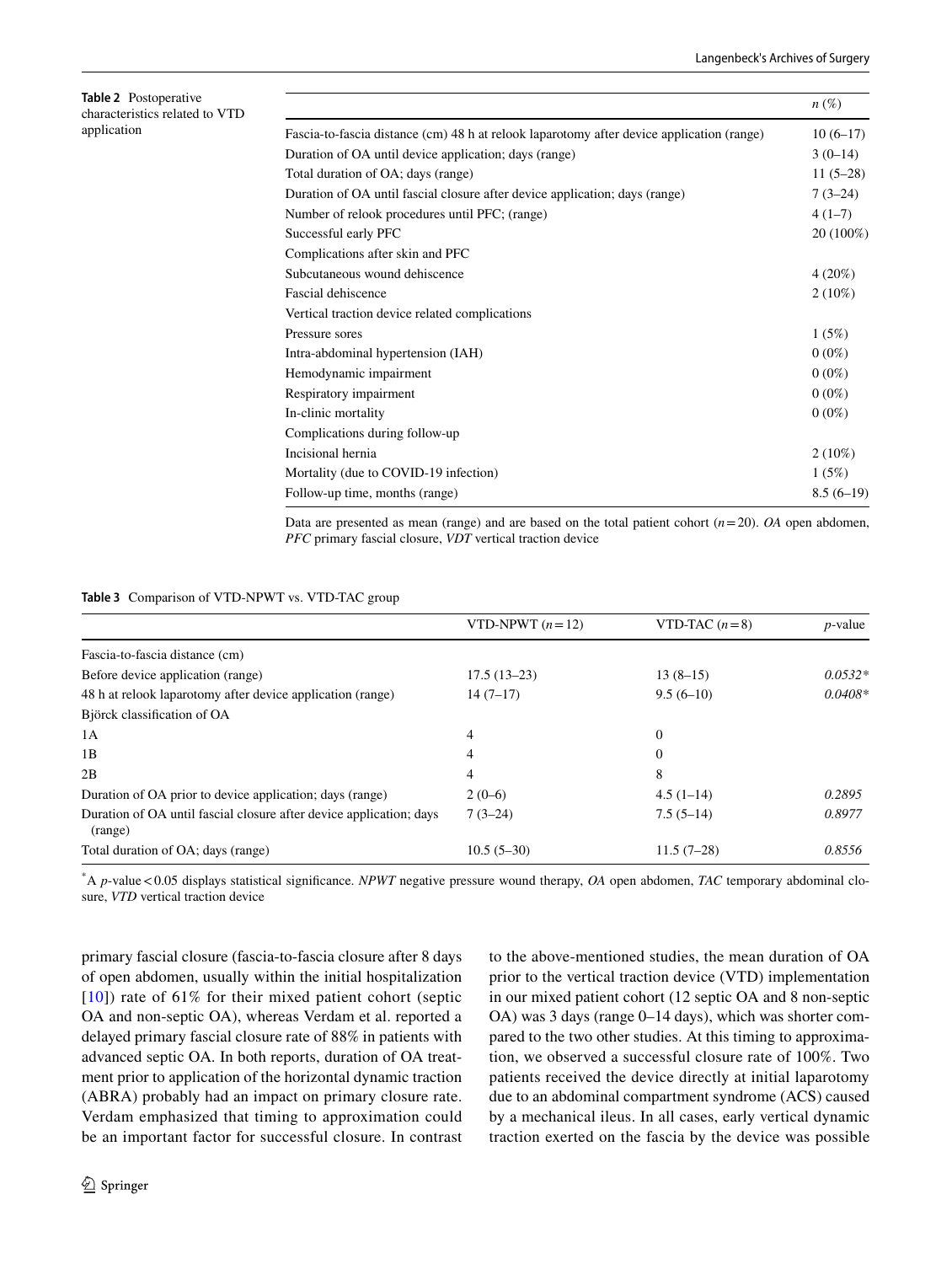**Table 2** Postoperative characteristics related to VTD application

| | *n* (%) |
|---|---|
| Fascia-to-fascia distance (cm) 48 h at relook laparotomy after device application (range) | 10 (6–17) |
| Duration of OA until device application; days (range) | 3 (0–14) |
| Total duration of OA; days (range) | 11 (5–28) |
| Duration of OA until fascial closure after device application; days (range) | 7 (3–24) |
| Number of relook procedures until PFC; (range) | 4 (1–7) |
| Successful early PFC | 20 (100%) |
| Complications after skin and PFC | |
| Subcutaneous wound dehiscence | 4 (20%) |
| Fascial dehiscence | 2 (10%) |
| Vertical traction device related complications | |
| Pressure sores | 1 (5%) |
| Intra-abdominal hypertension (IAH) | 0 (0%) |
| Hemodynamic impairment | 0 (0%) |
| Respiratory impairment | 0 (0%) |
| In-clinic mortality | 0 (0%) |
| Complications during follow-up | |
| Incisional hernia | 2 (10%) |
| Mortality (due to COVID-19 infection) | 1 (5%) |
| Follow-up time, months (range) | 8.5 (6–19) |

Data are presented as mean (range) and are based on the total patient cohort ($n = 20$). *OA* open abdomen, *PFC* primary fascial closure, *VDT* vertical traction device

**Table 3** Comparison of VTD-NPWT vs. VTD-TAC group

| | VTD-NPWT ($n = 12$) | VTD-TAC ($n = 8$) | *p*-value |
|---|---|---|---|
| Fascia-to-fascia distance (cm) | | | |
| Before device application (range) | 17.5 (13–23) | 13 (8–15) | *0.0532** |
| 48 h at relook laparotomy after device application (range) | 14 (7–17) | 9.5 (6–10) | *0.0408** |
| Björck classification of OA | | | |
| 1A | 4 | 0 | |
| 1B | 4 | 0 | |
| 2B | 4 | 8 | |
| Duration of OA prior to device application; days (range) | 2 (0–6) | 4.5 (1–14) | *0.2895* |
| Duration of OA until fascial closure after device application; days (range) | 7 (3–24) | 7.5 (5–14) | *0.8977* |
| Total duration of OA; days (range) | 10.5 (5–30) | 11.5 (7–28) | *0.8556* |

*A *p*-value < 0.05 displays statistical significance. *NPWT* negative pressure wound therapy, *OA* open abdomen, *TAC* temporary abdominal closure, *VTD* vertical traction device

primary fascial closure (fascia-to-fascia closure after 8 days of open abdomen, usually within the initial hospitalization [10]) rate of 61% for their mixed patient cohort (septic OA and non-septic OA), whereas Verdam et al. reported a delayed primary fascial closure rate of 88% in patients with advanced septic OA. In both reports, duration of OA treatment prior to application of the horizontal dynamic traction (ABRA) probably had an impact on primary closure rate. Verdam emphasized that timing to approximation could be an important factor for successful closure. In contrast to the above-mentioned studies, the mean duration of OA prior to the vertical traction device (VTD) implementation in our mixed patient cohort (12 septic OA and 8 non-septic OA) was 3 days (range 0–14 days), which was shorter compared to the two other studies. At this timing to approximation, we observed a successful closure rate of 100%. Two patients received the device directly at initial laparotomy due to an abdominal compartment syndrome (ACS) caused by a mechanical ileus. In all cases, early vertical dynamic traction exerted on the fascia by the device was possible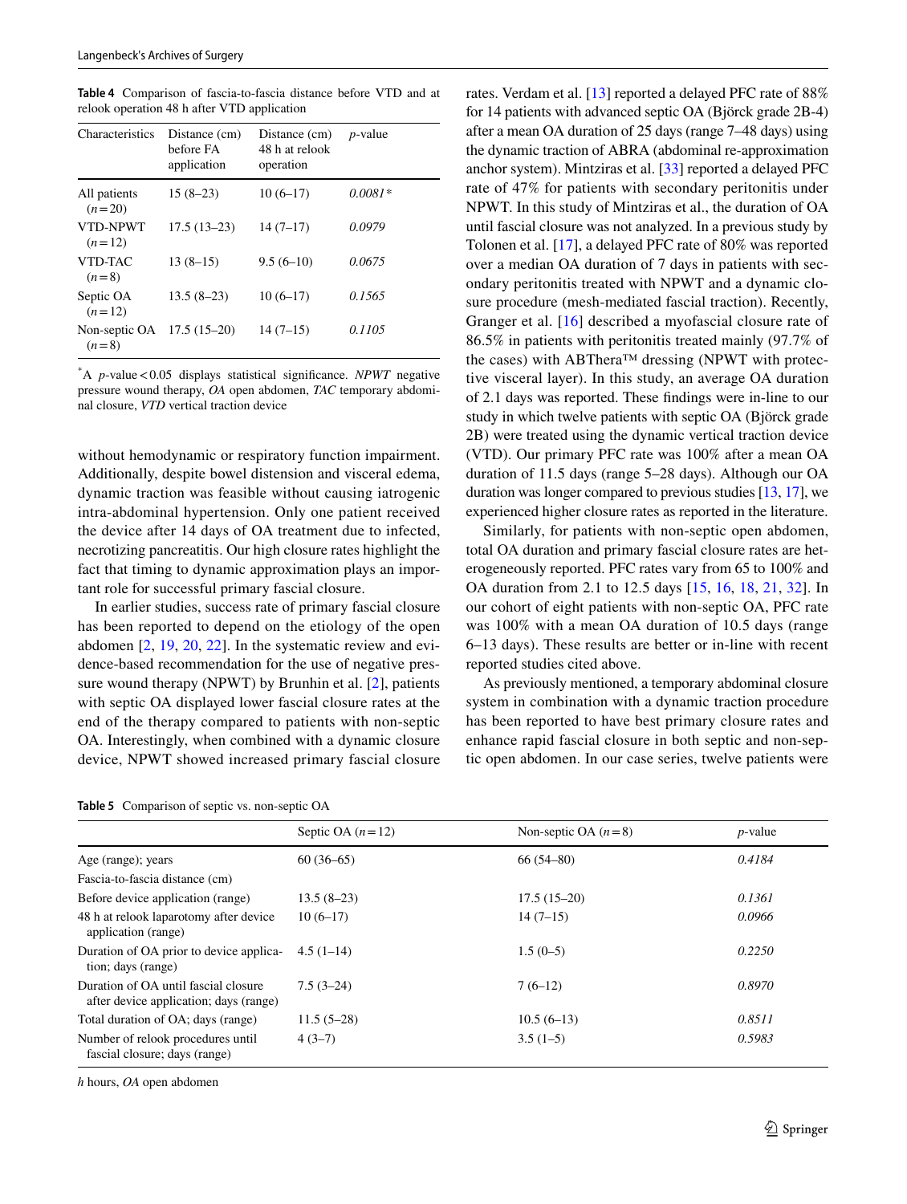**Table 4** Comparison of fascia-to-fascia distance before VTD and at relook operation 48 h after VTD application

| Characteristics | Distance (cm) before FA application | Distance (cm) 48 h at relook operation | *p*-value |
|---|---|---|---|
| All patients (*n* = 20) | 15 (8–23) | 10 (6–17) | *0.0081** |
| VTD-NPWT (*n* = 12) | 17.5 (13–23) | 14 (7–17) | *0.0979* |
| VTD-TAC (*n* = 8) | 13 (8–15) | 9.5 (6–10) | *0.0675* |
| Septic OA (*n* = 12) | 13.5 (8–23) | 10 (6–17) | *0.1565* |
| Non-septic OA (*n* = 8) | 17.5 (15–20) | 14 (7–15) | *0.1105* |

*A *p*-value < 0.05 displays statistical significance. *NPWT* negative pressure wound therapy, *OA* open abdomen, *TAC* temporary abdominal closure, *VTD* vertical traction device

without hemodynamic or respiratory function impairment. Additionally, despite bowel distension and visceral edema, dynamic traction was feasible without causing iatrogenic intra-abdominal hypertension. Only one patient received the device after 14 days of OA treatment due to infected, necrotizing pancreatitis. Our high closure rates highlight the fact that timing to dynamic approximation plays an important role for successful primary fascial closure.

In earlier studies, success rate of primary fascial closure has been reported to depend on the etiology of the open abdomen [2, 19, 20, 22]. In the systematic review and evidence-based recommendation for the use of negative pressure wound therapy (NPWT) by Brunhin et al. [2], patients with septic OA displayed lower fascial closure rates at the end of the therapy compared to patients with non-septic OA. Interestingly, when combined with a dynamic closure device, NPWT showed increased primary fascial closure rates. Verdam et al. [13] reported a delayed PFC rate of 88% for 14 patients with advanced septic OA (Björck grade 2B-4) after a mean OA duration of 25 days (range 7–48 days) using the dynamic traction of ABRA (abdominal re-approximation anchor system). Mintziras et al. [33] reported a delayed PFC rate of 47% for patients with secondary peritonitis under NPWT. In this study of Mintziras et al., the duration of OA until fascial closure was not analyzed. In a previous study by Tolonen et al. [17], a delayed PFC rate of 80% was reported over a median OA duration of 7 days in patients with secondary peritonitis treated with NPWT and a dynamic closure procedure (mesh-mediated fascial traction). Recently, Granger et al. [16] described a myofascial closure rate of 86.5% in patients with peritonitis treated mainly (97.7% of the cases) with ABThera™ dressing (NPWT with protective visceral layer). In this study, an average OA duration of 2.1 days was reported. These findings were in-line to our study in which twelve patients with septic OA (Björck grade 2B) were treated using the dynamic vertical traction device (VTD). Our primary PFC rate was 100% after a mean OA duration of 11.5 days (range 5–28 days). Although our OA duration was longer compared to previous studies [13, 17], we experienced higher closure rates as reported in the literature.

Similarly, for patients with non-septic open abdomen, total OA duration and primary fascial closure rates are heterogeneously reported. PFC rates vary from 65 to 100% and OA duration from 2.1 to 12.5 days [15, 16, 18, 21, 32]. In our cohort of eight patients with non-septic OA, PFC rate was 100% with a mean OA duration of 10.5 days (range 6–13 days). These results are better or in-line with recent reported studies cited above.

As previously mentioned, a temporary abdominal closure system in combination with a dynamic traction procedure has been reported to have best primary closure rates and enhance rapid fascial closure in both septic and non-septic open abdomen. In our case series, twelve patients were

**Table 5** Comparison of septic vs. non-septic OA

| | Septic OA (*n* = 12) | Non-septic OA (*n* = 8) | *p*-value |
|---|---|---|---|
| Age (range); years | 60 (36–65) | 66 (54–80) | *0.4184* |
| Fascia-to-fascia distance (cm) | | | |
| Before device application (range) | 13.5 (8–23) | 17.5 (15–20) | *0.1361* |
| 48 h at relook laparotomy after device application (range) | 10 (6–17) | 14 (7–15) | *0.0966* |
| Duration of OA prior to device application; days (range) | 4.5 (1–14) | 1.5 (0–5) | *0.2250* |
| Duration of OA until fascial closure after device application; days (range) | 7.5 (3–24) | 7 (6–12) | *0.8970* |
| Total duration of OA; days (range) | 11.5 (5–28) | 10.5 (6–13) | *0.8511* |
| Number of relook procedures until fascial closure; days (range) | 4 (3–7) | 3.5 (1–5) | *0.5983* |

*h* hours, *OA* open abdomen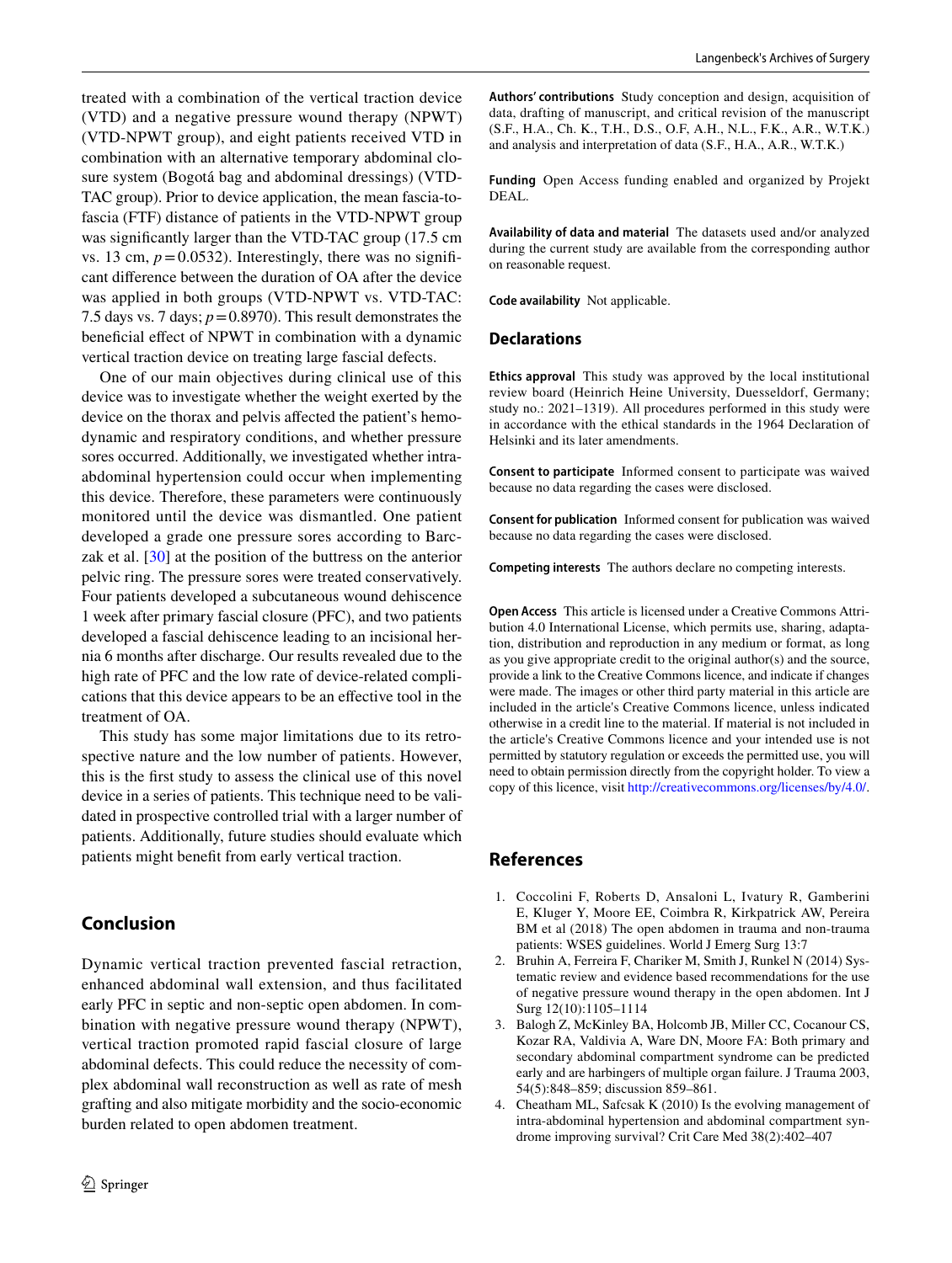treated with a combination of the vertical traction device (VTD) and a negative pressure wound therapy (NPWT) (VTD-NPWT group), and eight patients received VTD in combination with an alternative temporary abdominal closure system (Bogotá bag and abdominal dressings) (VTD-TAC group). Prior to device application, the mean fascia-to-fascia (FTF) distance of patients in the VTD-NPWT group was significantly larger than the VTD-TAC group (17.5 cm vs. 13 cm, $p=0.0532$). Interestingly, there was no significant difference between the duration of OA after the device was applied in both groups (VTD-NPWT vs. VTD-TAC: 7.5 days vs. 7 days; $p=0.8970$). This result demonstrates the beneficial effect of NPWT in combination with a dynamic vertical traction device on treating large fascial defects.

One of our main objectives during clinical use of this device was to investigate whether the weight exerted by the device on the thorax and pelvis affected the patient's hemodynamic and respiratory conditions, and whether pressure sores occurred. Additionally, we investigated whether intra-abdominal hypertension could occur when implementing this device. Therefore, these parameters were continuously monitored until the device was dismantled. One patient developed a grade one pressure sores according to Barczak et al. [30] at the position of the buttress on the anterior pelvic ring. The pressure sores were treated conservatively. Four patients developed a subcutaneous wound dehiscence 1 week after primary fascial closure (PFC), and two patients developed a fascial dehiscence leading to an incisional hernia 6 months after discharge. Our results revealed due to the high rate of PFC and the low rate of device-related complications that this device appears to be an effective tool in the treatment of OA.

This study has some major limitations due to its retrospective nature and the low number of patients. However, this is the first study to assess the clinical use of this novel device in a series of patients. This technique need to be validated in prospective controlled trial with a larger number of patients. Additionally, future studies should evaluate which patients might benefit from early vertical traction.

## Conclusion

Dynamic vertical traction prevented fascial retraction, enhanced abdominal wall extension, and thus facilitated early PFC in septic and non-septic open abdomen. In combination with negative pressure wound therapy (NPWT), vertical traction promoted rapid fascial closure of large abdominal defects. This could reduce the necessity of complex abdominal wall reconstruction as well as rate of mesh grafting and also mitigate morbidity and the socio-economic burden related to open abdomen treatment.

**Authors' contributions** Study conception and design, acquisition of data, drafting of manuscript, and critical revision of the manuscript (S.F., H.A., Ch. K., T.H., D.S., O.F, A.H., N.L., F.K., A.R., W.T.K.) and analysis and interpretation of data (S.F., H.A., A.R., W.T.K.)

**Funding** Open Access funding enabled and organized by Projekt DEAL.

**Availability of data and material** The datasets used and/or analyzed during the current study are available from the corresponding author on reasonable request.

**Code availability** Not applicable.

## Declarations

**Ethics approval** This study was approved by the local institutional review board (Heinrich Heine University, Duesseldorf, Germany; study no.: 2021–1319). All procedures performed in this study were in accordance with the ethical standards in the 1964 Declaration of Helsinki and its later amendments.

**Consent to participate** Informed consent to participate was waived because no data regarding the cases were disclosed.

**Consent for publication** Informed consent for publication was waived because no data regarding the cases were disclosed.

**Competing interests** The authors declare no competing interests.

**Open Access** This article is licensed under a Creative Commons Attribution 4.0 International License, which permits use, sharing, adaptation, distribution and reproduction in any medium or format, as long as you give appropriate credit to the original author(s) and the source, provide a link to the Creative Commons licence, and indicate if changes were made. The images or other third party material in this article are included in the article's Creative Commons licence, unless indicated otherwise in a credit line to the material. If material is not included in the article's Creative Commons licence and your intended use is not permitted by statutory regulation or exceeds the permitted use, you will need to obtain permission directly from the copyright holder. To view a copy of this licence, visit http://creativecommons.org/licenses/by/4.0/.

## References

1. Coccolini F, Roberts D, Ansaloni L, Ivatury R, Gamberini E, Kluger Y, Moore EE, Coimbra R, Kirkpatrick AW, Pereira BM et al (2018) The open abdomen in trauma and non-trauma patients: WSES guidelines. World J Emerg Surg 13:7
2. Bruhin A, Ferreira F, Chariker M, Smith J, Runkel N (2014) Systematic review and evidence based recommendations for the use of negative pressure wound therapy in the open abdomen. Int J Surg 12(10):1105–1114
3. Balogh Z, McKinley BA, Holcomb JB, Miller CC, Cocanour CS, Kozar RA, Valdivia A, Ware DN, Moore FA: Both primary and secondary abdominal compartment syndrome can be predicted early and are harbingers of multiple organ failure. J Trauma 2003, 54(5):848–859; discussion 859–861.
4. Cheatham ML, Safcsak K (2010) Is the evolving management of intra-abdominal hypertension and abdominal compartment syndrome improving survival? Crit Care Med 38(2):402–407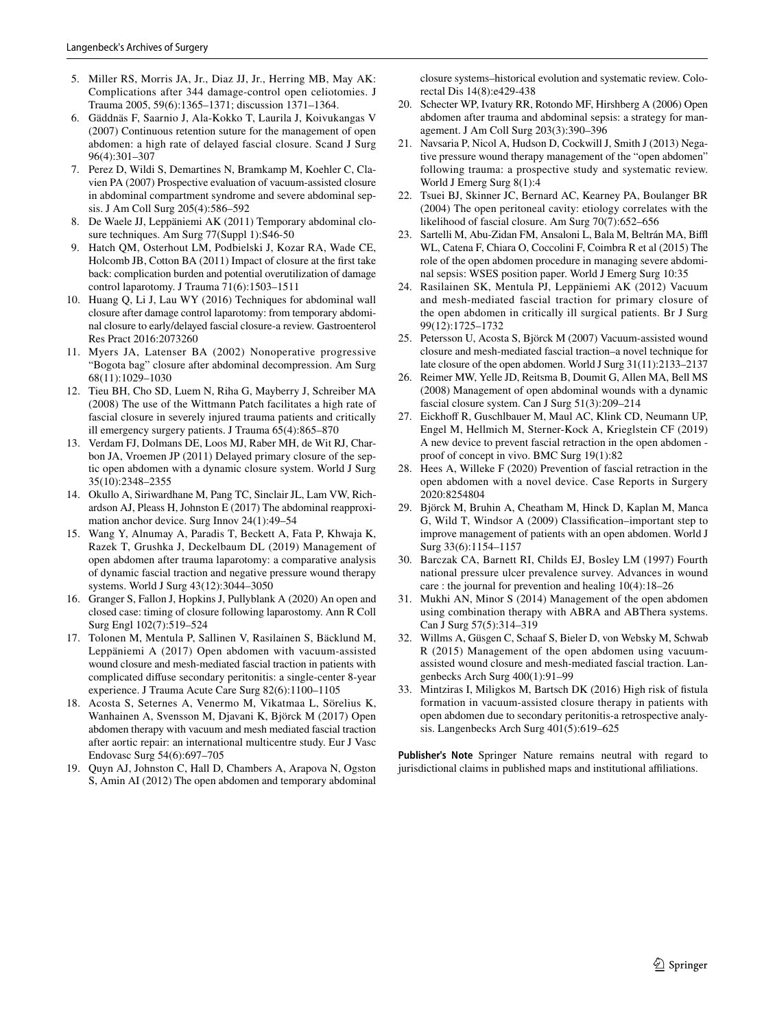5. Miller RS, Morris JA, Jr., Diaz JJ, Jr., Herring MB, May AK: Complications after 344 damage-control open celiotomies. J Trauma 2005, 59(6):1365–1371; discussion 1371–1364.
6. Gäddnäs F, Saarnio J, Ala-Kokko T, Laurila J, Koivukangas V (2007) Continuous retention suture for the management of open abdomen: a high rate of delayed fascial closure. Scand J Surg 96(4):301–307
7. Perez D, Wildi S, Demartines N, Bramkamp M, Koehler C, Clavien PA (2007) Prospective evaluation of vacuum-assisted closure in abdominal compartment syndrome and severe abdominal sepsis. J Am Coll Surg 205(4):586–592
8. De Waele JJ, Leppäniemi AK (2011) Temporary abdominal closure techniques. Am Surg 77(Suppl 1):S46-50
9. Hatch QM, Osterhout LM, Podbielski J, Kozar RA, Wade CE, Holcomb JB, Cotton BA (2011) Impact of closure at the first take back: complication burden and potential overutilization of damage control laparotomy. J Trauma 71(6):1503–1511
10. Huang Q, Li J, Lau WY (2016) Techniques for abdominal wall closure after damage control laparotomy: from temporary abdominal closure to early/delayed fascial closure-a review. Gastroenterol Res Pract 2016:2073260
11. Myers JA, Latenser BA (2002) Nonoperative progressive "Bogota bag" closure after abdominal decompression. Am Surg 68(11):1029–1030
12. Tieu BH, Cho SD, Luem N, Riha G, Mayberry J, Schreiber MA (2008) The use of the Wittmann Patch facilitates a high rate of fascial closure in severely injured trauma patients and critically ill emergency surgery patients. J Trauma 65(4):865–870
13. Verdam FJ, Dolmans DE, Loos MJ, Raber MH, de Wit RJ, Charbon JA, Vroemen JP (2011) Delayed primary closure of the septic open abdomen with a dynamic closure system. World J Surg 35(10):2348–2355
14. Okullo A, Siriwardhane M, Pang TC, Sinclair JL, Lam VW, Richardson AJ, Pleass H, Johnston E (2017) The abdominal reapproximation anchor device. Surg Innov 24(1):49–54
15. Wang Y, Alnumay A, Paradis T, Beckett A, Fata P, Khwaja K, Razek T, Grushka J, Deckelbaum DL (2019) Management of open abdomen after trauma laparotomy: a comparative analysis of dynamic fascial traction and negative pressure wound therapy systems. World J Surg 43(12):3044–3050
16. Granger S, Fallon J, Hopkins J, Pullyblank A (2020) An open and closed case: timing of closure following laparostomy. Ann R Coll Surg Engl 102(7):519–524
17. Tolonen M, Mentula P, Sallinen V, Rasilainen S, Bäcklund M, Leppäniemi A (2017) Open abdomen with vacuum-assisted wound closure and mesh-mediated fascial traction in patients with complicated diffuse secondary peritonitis: a single-center 8-year experience. J Trauma Acute Care Surg 82(6):1100–1105
18. Acosta S, Seternes A, Venermo M, Vikatmaa L, Sörelius K, Wanhainen A, Svensson M, Djavani K, Björck M (2017) Open abdomen therapy with vacuum and mesh mediated fascial traction after aortic repair: an international multicentre study. Eur J Vasc Endovasc Surg 54(6):697–705
19. Quyn AJ, Johnston C, Hall D, Chambers A, Arapova N, Ogston S, Amin AI (2012) The open abdomen and temporary abdominal closure systems–historical evolution and systematic review. Colorectal Dis 14(8):e429-438
20. Schecter WP, Ivatury RR, Rotondo MF, Hirshberg A (2006) Open abdomen after trauma and abdominal sepsis: a strategy for management. J Am Coll Surg 203(3):390–396
21. Navsaria P, Nicol A, Hudson D, Cockwill J, Smith J (2013) Negative pressure wound therapy management of the "open abdomen" following trauma: a prospective study and systematic review. World J Emerg Surg 8(1):4
22. Tsuei BJ, Skinner JC, Bernard AC, Kearney PA, Boulanger BR (2004) The open peritoneal cavity: etiology correlates with the likelihood of fascial closure. Am Surg 70(7):652–656
23. Sartelli M, Abu-Zidan FM, Ansaloni L, Bala M, Beltrán MA, Biffl WL, Catena F, Chiara O, Coccolini F, Coimbra R et al (2015) The role of the open abdomen procedure in managing severe abdominal sepsis: WSES position paper. World J Emerg Surg 10:35
24. Rasilainen SK, Mentula PJ, Leppäniemi AK (2012) Vacuum and mesh-mediated fascial traction for primary closure of the open abdomen in critically ill surgical patients. Br J Surg 99(12):1725–1732
25. Petersson U, Acosta S, Björck M (2007) Vacuum-assisted wound closure and mesh-mediated fascial traction–a novel technique for late closure of the open abdomen. World J Surg 31(11):2133–2137
26. Reimer MW, Yelle JD, Reitsma B, Doumit G, Allen MA, Bell MS (2008) Management of open abdominal wounds with a dynamic fascial closure system. Can J Surg 51(3):209–214
27. Eickhoff R, Guschlbauer M, Maul AC, Klink CD, Neumann UP, Engel M, Hellmich M, Sterner-Kock A, Krieglstein CF (2019) A new device to prevent fascial retraction in the open abdomen - proof of concept in vivo. BMC Surg 19(1):82
28. Hees A, Willeke F (2020) Prevention of fascial retraction in the open abdomen with a novel device. Case Reports in Surgery 2020:8254804
29. Björck M, Bruhin A, Cheatham M, Hinck D, Kaplan M, Manca G, Wild T, Windsor A (2009) Classification–important step to improve management of patients with an open abdomen. World J Surg 33(6):1154–1157
30. Barczak CA, Barnett RI, Childs EJ, Bosley LM (1997) Fourth national pressure ulcer prevalence survey. Advances in wound care : the journal for prevention and healing 10(4):18–26
31. Mukhi AN, Minor S (2014) Management of the open abdomen using combination therapy with ABRA and ABThera systems. Can J Surg 57(5):314–319
32. Willms A, Güsgen C, Schaaf S, Bieler D, von Websky M, Schwab R (2015) Management of the open abdomen using vacuum-assisted wound closure and mesh-mediated fascial traction. Langenbecks Arch Surg 400(1):91–99
33. Mintziras I, Miligkos M, Bartsch DK (2016) High risk of fistula formation in vacuum-assisted closure therapy in patients with open abdomen due to secondary peritonitis-a retrospective analysis. Langenbecks Arch Surg 401(5):619–625

**Publisher's Note** Springer Nature remains neutral with regard to jurisdictional claims in published maps and institutional affiliations.